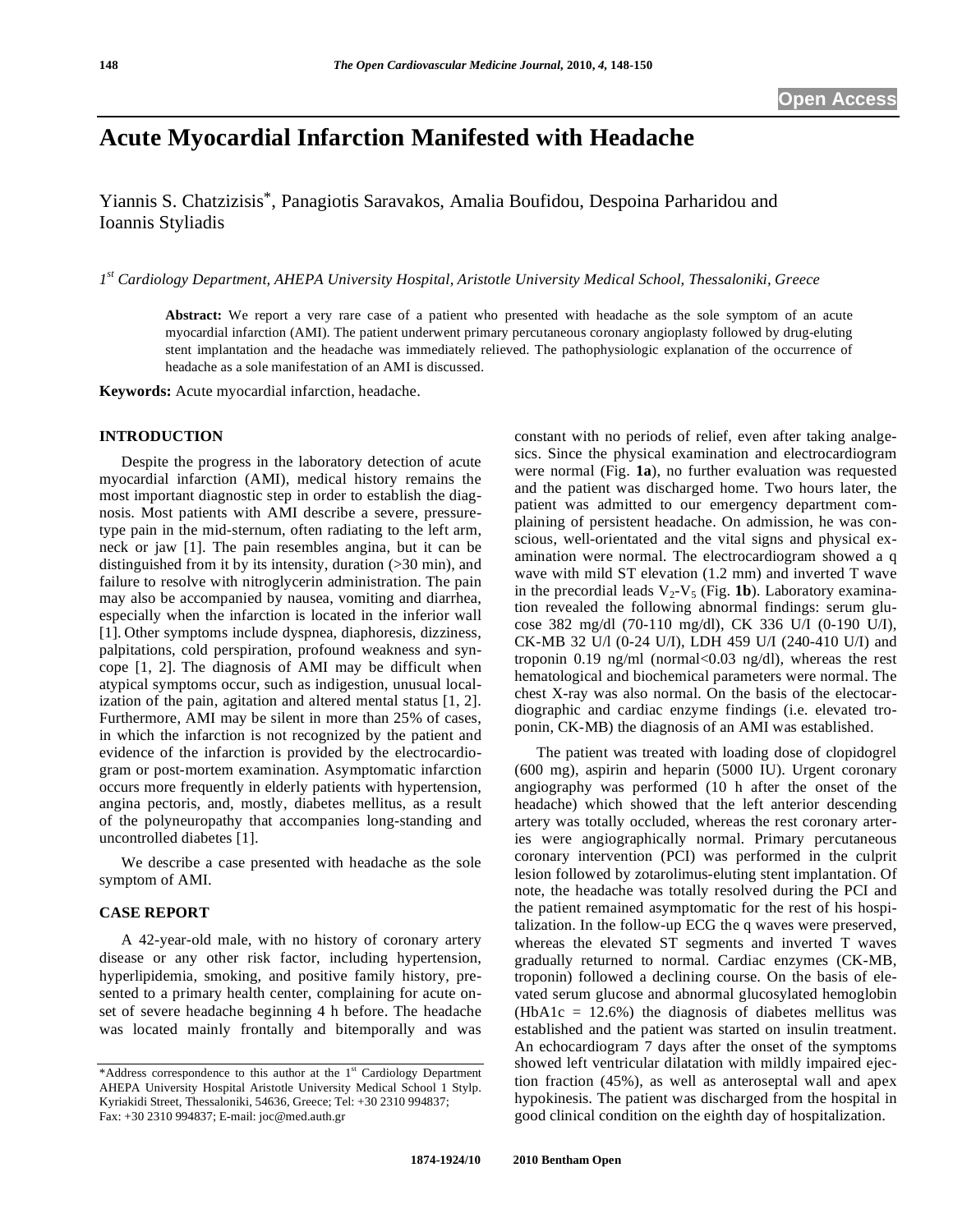# Acute Myocardial Infarction Manifested with Headache

Yiannis S. Chatzizisis*, Panagiotis Saravakos, Amalia Boufidou, Despoina Parharidou and Ioannis Styliadis

*1st Cardiology Department, AHEPA University Hospital, Aristotle University Medical School, Thessaloniki, Greece*

**Abstract:** We report a very rare case of a patient who presented with headache as the sole symptom of an acute myocardial infarction (AMI). The patient underwent primary percutaneous coronary angioplasty followed by drug-eluting stent implantation and the headache was immediately relieved. The pathophysiologic explanation of the occurrence of headache as a sole manifestation of an AMI is discussed.

**Keywords:** Acute myocardial infarction, headache.

## INTRODUCTION

Despite the progress in the laboratory detection of acute myocardial infarction (AMI), medical history remains the most important diagnostic step in order to establish the diagnosis. Most patients with AMI describe a severe, pressure-type pain in the mid-sternum, often radiating to the left arm, neck or jaw [1]. The pain resembles angina, but it can be distinguished from it by its intensity, duration (>30 min), and failure to resolve with nitroglycerin administration. The pain may also be accompanied by nausea, vomiting and diarrhea, especially when the infarction is located in the inferior wall [1]. Other symptoms include dyspnea, diaphoresis, dizziness, palpitations, cold perspiration, profound weakness and syncope [1, 2]. The diagnosis of AMI may be difficult when atypical symptoms occur, such as indigestion, unusual localization of the pain, agitation and altered mental status [1, 2]. Furthermore, AMI may be silent in more than 25% of cases, in which the infarction is not recognized by the patient and evidence of the infarction is provided by the electrocardiogram or post-mortem examination. Asymptomatic infarction occurs more frequently in elderly patients with hypertension, angina pectoris, and, mostly, diabetes mellitus, as a result of the polyneuropathy that accompanies long-standing and uncontrolled diabetes [1].

We describe a case presented with headache as the sole symptom of AMI.

## CASE REPORT

A 42-year-old male, with no history of coronary artery disease or any other risk factor, including hypertension, hyperlipidemia, smoking, and positive family history, presented to a primary health center, complaining for acute onset of severe headache beginning 4 h before. The headache was located mainly frontally and bitemporally and was constant with no periods of relief, even after taking analgesics. Since the physical examination and electrocardiogram were normal (Fig. **1a**), no further evaluation was requested and the patient was discharged home. Two hours later, the patient was admitted to our emergency department complaining of persistent headache. On admission, he was conscious, well-orientated and the vital signs and physical examination were normal. The electrocardiogram showed a q wave with mild ST elevation (1.2 mm) and inverted T wave in the precordial leads $V_2$-$V_5$ (Fig. **1b**). Laboratory examination revealed the following abnormal findings: serum glucose 382 mg/dl (70-110 mg/dl), CK 336 U/I (0-190 U/I), CK-MB 32 U/l (0-24 U/I), LDH 459 U/I (240-410 U/I) and troponin 0.19 ng/ml (normal<0.03 ng/dl), whereas the rest hematological and biochemical parameters were normal. The chest X-ray was also normal. On the basis of the electocardiographic and cardiac enzyme findings (i.e. elevated troponin, CK-MB) the diagnosis of an AMI was established.

The patient was treated with loading dose of clopidogrel (600 mg), aspirin and heparin (5000 IU). Urgent coronary angiography was performed (10 h after the onset of the headache) which showed that the left anterior descending artery was totally occluded, whereas the rest coronary arteries were angiographically normal. Primary percutaneous coronary intervention (PCI) was performed in the culprit lesion followed by zotarolimus-eluting stent implantation. Of note, the headache was totally resolved during the PCI and the patient remained asymptomatic for the rest of his hospitalization. In the follow-up ECG the q waves were preserved, whereas the elevated ST segments and inverted T waves gradually returned to normal. Cardiac enzymes (CK-MB, troponin) followed a declining course. On the basis of elevated serum glucose and abnormal glucosylated hemoglobin (HbA1c = 12.6%) the diagnosis of diabetes mellitus was established and the patient was started on insulin treatment. An echocardiogram 7 days after the onset of the symptoms showed left ventricular dilatation with mildly impaired ejection fraction (45%), as well as anteroseptal wall and apex hypokinesis. The patient was discharged from the hospital in good clinical condition on the eighth day of hospitalization.

*Address correspondence to this author at the 1st Cardiology Department AHEPA University Hospital Aristotle University Medical School 1 Stylp. Kyriakidi Street, Thessaloniki, 54636, Greece; Tel: +30 2310 994837; Fax: +30 2310 994837; E-mail: joc@med.auth.gr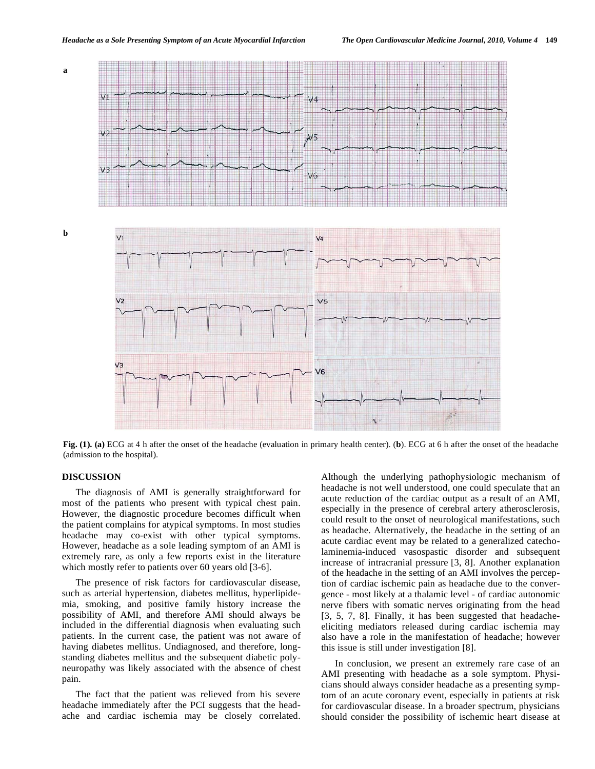**Fig. (1). (a)** ECG at 4 h after the onset of the headache (evaluation in primary health center). (**b**). ECG at 6 h after the onset of the headache (admission to the hospital).

## DISCUSSION

The diagnosis of AMI is generally straightforward for most of the patients who present with typical chest pain. However, the diagnostic procedure becomes difficult when the patient complains for atypical symptoms. In most studies headache may co-exist with other typical symptoms. However, headache as a sole leading symptom of an AMI is extremely rare, as only a few reports exist in the literature which mostly refer to patients over 60 years old [3-6].

The presence of risk factors for cardiovascular disease, such as arterial hypertension, diabetes mellitus, hyperlipidemia, smoking, and positive family history increase the possibility of AMI, and therefore AMI should always be included in the differential diagnosis when evaluating such patients. In the current case, the patient was not aware of having diabetes mellitus. Undiagnosed, and therefore, long-standing diabetes mellitus and the subsequent diabetic polyneuropathy was likely associated with the absence of chest pain.

The fact that the patient was relieved from his severe headache immediately after the PCI suggests that the headache and cardiac ischemia may be closely correlated. Although the underlying pathophysiologic mechanism of headache is not well understood, one could speculate that an acute reduction of the cardiac output as a result of an AMI, especially in the presence of cerebral artery atherosclerosis, could result to the onset of neurological manifestations, such as headache. Alternatively, the headache in the setting of an acute cardiac event may be related to a generalized catecholaminemia-induced vasospastic disorder and subsequent increase of intracranial pressure [3, 8]. Another explanation of the headache in the setting of an AMI involves the perception of cardiac ischemic pain as headache due to the convergence - most likely at a thalamic level - of cardiac autonomic nerve fibers with somatic nerves originating from the head [3, 5, 7, 8]. Finally, it has been suggested that headache-eliciting mediators released during cardiac ischemia may also have a role in the manifestation of headache; however this issue is still under investigation [8].

In conclusion, we present an extremely rare case of an AMI presenting with headache as a sole symptom. Physicians should always consider headache as a presenting symptom of an acute coronary event, especially in patients at risk for cardiovascular disease. In a broader spectrum, physicians should consider the possibility of ischemic heart disease at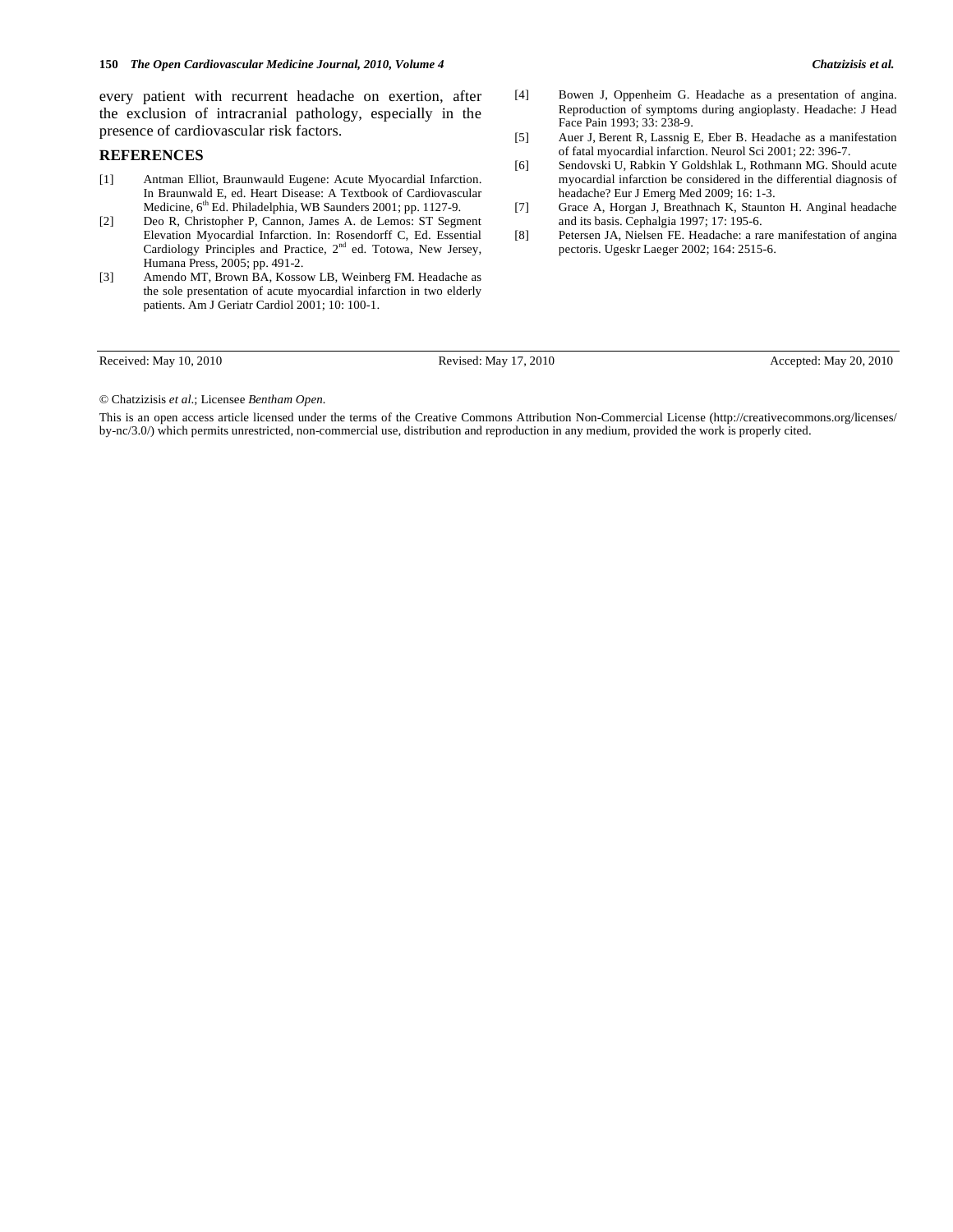every patient with recurrent headache on exertion, after the exclusion of intracranial pathology, especially in the presence of cardiovascular risk factors.

## REFERENCES

[1] Antman Elliot, Braunwauld Eugene: Acute Myocardial Infarction. In Braunwald E, ed. Heart Disease: A Textbook of Cardiovascular Medicine, 6th Ed. Philadelphia, WB Saunders 2001; pp. 1127-9.

[2] Deo R, Christopher P, Cannon, James A. de Lemos: ST Segment Elevation Myocardial Infarction. In: Rosendorff C, Ed. Essential Cardiology Principles and Practice, 2nd ed. Totowa, New Jersey, Humana Press, 2005; pp. 491-2.

[3] Amendo MT, Brown BA, Kossow LB, Weinberg FM. Headache as the sole presentation of acute myocardial infarction in two elderly patients. Am J Geriatr Cardiol 2001; 10: 100-1.

[4] Bowen J, Oppenheim G. Headache as a presentation of angina. Reproduction of symptoms during angioplasty. Headache: J Head Face Pain 1993; 33: 238-9.

[5] Auer J, Berent R, Lassnig E, Eber B. Headache as a manifestation of fatal myocardial infarction. Neurol Sci 2001; 22: 396-7.

[6] Sendovski U, Rabkin Y Goldshlak L, Rothmann MG. Should acute myocardial infarction be considered in the differential diagnosis of headache? Eur J Emerg Med 2009; 16: 1-3.

[7] Grace A, Horgan J, Breathnach K, Staunton H. Anginal headache and its basis. Cephalgia 1997; 17: 195-6.

[8] Petersen JA, Nielsen FE. Headache: a rare manifestation of angina pectoris. Ugeskr Laeger 2002; 164: 2515-6.

Received: May 10, 2010 Revised: May 17, 2010 Accepted: May 20, 2010

© Chatzizisis *et al.*; Licensee *Bentham Open*.

This is an open access article licensed under the terms of the Creative Commons Attribution Non-Commercial License (http://creativecommons.org/licenses/by-nc/3.0/) which permits unrestricted, non-commercial use, distribution and reproduction in any medium, provided the work is properly cited.